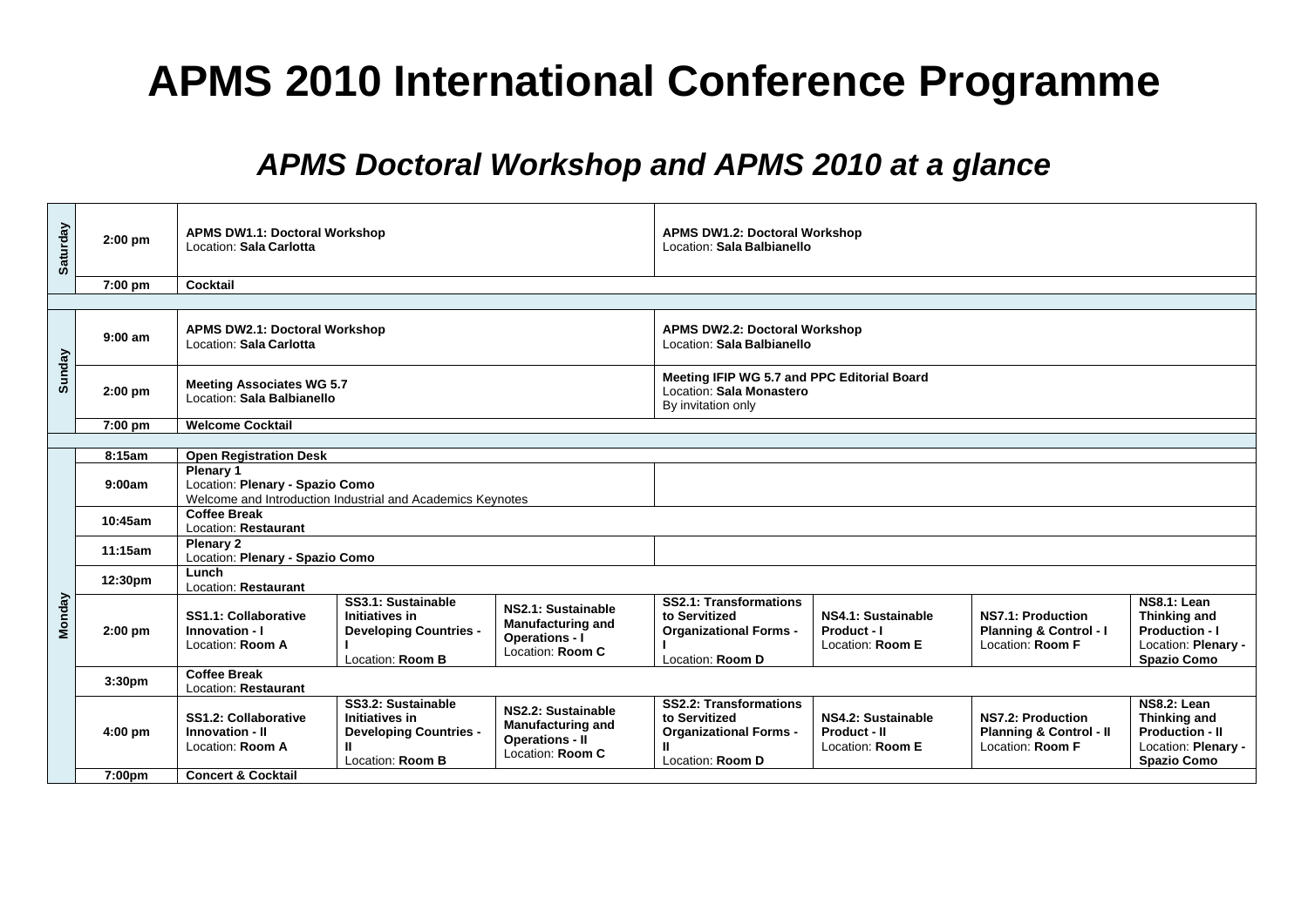# APMS 2010 International Conference Programme

## *APMS Doctoral Workshop and APMS 2010 at a glance*

| Day | Time | | | | | | | |
|---|---|---|---|---|---|---|---|---|
| Saturday | 2:00 pm | **APMS DW1.1: Doctoral Workshop** Location: **Sala Carlotta** | | | **APMS DW1.2: Doctoral Workshop** Location: **Sala Balbianello** | | | |
| | 7:00 pm | **Cocktail** | | | | | | |
| | | | | | | | | |
| Sunday | 9:00 am | **APMS DW2.1: Doctoral Workshop** Location: **Sala Carlotta** | | | **APMS DW2.2: Doctoral Workshop** Location: **Sala Balbianello** | | | |
| | 2:00 pm | **Meeting Associates WG 5.7** Location: **Sala Balbianello** | | | **Meeting IFIP WG 5.7 and PPC Editorial Board** Location: **Sala Monastero** By invitation only | | | |
| | 7:00 pm | **Welcome Cocktail** | | | | | | |
| | | | | | | | | |
| Monday | 8:15am | **Open Registration Desk** | | | | | | |
| | 9:00am | **Plenary 1** Location: **Plenary - Spazio Como** Welcome and Introduction Industrial and Academics Keynotes | | | | | | |
| | 10:45am | **Coffee Break** Location: **Restaurant** | | | | | | |
| | 11:15am | **Plenary 2** Location: **Plenary - Spazio Como** | | | | | | |
| | 12:30pm | **Lunch** Location: **Restaurant** | | | | | | |
| | 2:00 pm | **SS1.1: Collaborative Innovation - I** Location: **Room A** | **SS3.1: Sustainable Initiatives in Developing Countries - I** Location: **Room B** | **NS2.1: Sustainable Manufacturing and Operations - I** Location: **Room C** | **SS2.1: Transformations to Servitized Organizational Forms - I** Location: **Room D** | **NS4.1: Sustainable Product - I** Location: **Room E** | **NS7.1: Production Planning & Control - I** Location: **Room F** | **NS8.1: Lean Thinking and Production - I** Location: **Plenary - Spazio Como** |
| | 3:30pm | **Coffee Break** Location: **Restaurant** | | | | | | |
| | 4:00 pm | **SS1.2: Collaborative Innovation - II** Location: **Room A** | **SS3.2: Sustainable Initiatives in Developing Countries - II** Location: **Room B** | **NS2.2: Sustainable Manufacturing and Operations - II** Location: **Room C** | **SS2.2: Transformations to Servitized Organizational Forms - II** Location: **Room D** | **NS4.2: Sustainable Product - II** Location: **Room E** | **NS7.2: Production Planning & Control - II** Location: **Room F** | **NS8.2: Lean Thinking and Production - II** Location: **Plenary - Spazio Como** |
| | 7:00pm | **Concert & Cocktail** | | | | | | |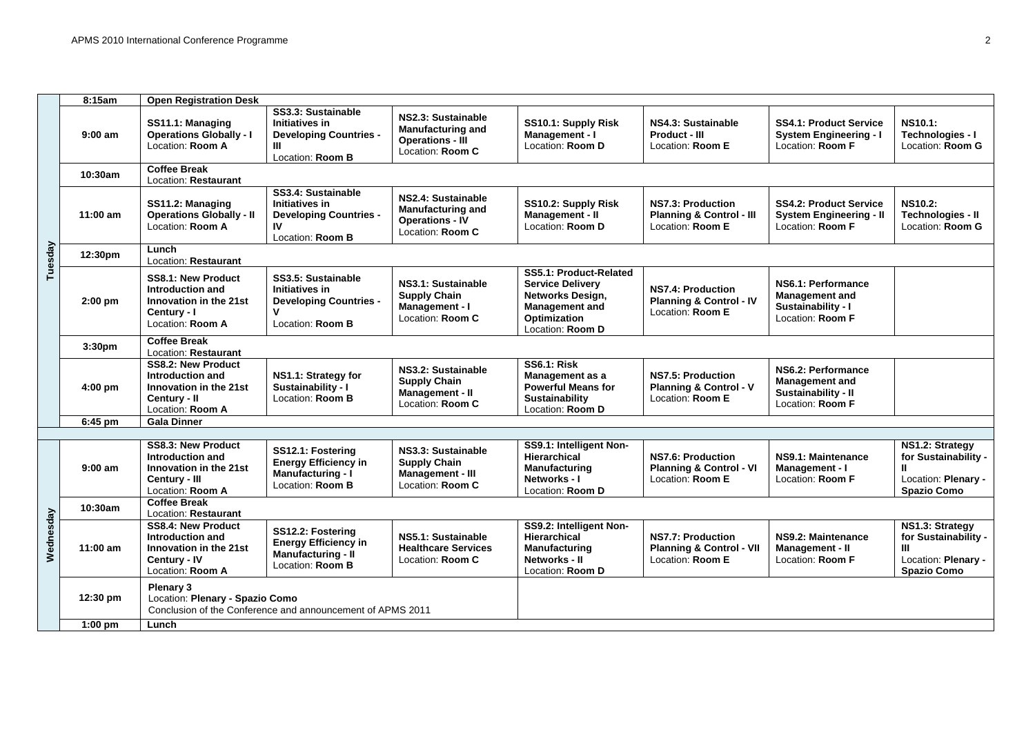| Day | Time | | | | | | | |
|---|---|---|---|---|---|---|---|---|
| Tuesday | 8:15am | **Open Registration Desk** | | | | | | |
| | 9:00 am | **SS11.1: Managing Operations Globally - I** Location: **Room A** | **SS3.3: Sustainable Initiatives in Developing Countries - III** Location: **Room B** | **NS2.3: Sustainable Manufacturing and Operations - III** Location: **Room C** | **SS10.1: Supply Risk Management - I** Location: **Room D** | **NS4.3: Sustainable Product - III** Location: **Room E** | **SS4.1: Product Service System Engineering - I** Location: **Room F** | **NS10.1: Technologies - I** Location: **Room G** |
| | 10:30am | **Coffee Break** Location: **Restaurant** | | | | | | |
| | 11:00 am | **SS11.2: Managing Operations Globally - II** Location: **Room A** | **SS3.4: Sustainable Initiatives in Developing Countries - IV** Location: **Room B** | **NS2.4: Sustainable Manufacturing and Operations - IV** Location: **Room C** | **SS10.2: Supply Risk Management - II** Location: **Room D** | **NS7.3: Production Planning & Control - III** Location: **Room E** | **SS4.2: Product Service System Engineering - II** Location: **Room F** | **NS10.2: Technologies - II** Location: **Room G** |
| | 12:30pm | **Lunch** Location: **Restaurant** | | | | | | |
| | 2:00 pm | **SS8.1: New Product Introduction and Innovation in the 21st Century - I** Location: **Room A** | **SS3.5: Sustainable Initiatives in Developing Countries - V** Location: **Room B** | **NS3.1: Sustainable Supply Chain Management - I** Location: **Room C** | **SS5.1: Product-Related Service Delivery Networks Design, Management and Optimization** Location: **Room D** | **NS7.4: Production Planning & Control - IV** Location: **Room E** | **NS6.1: Performance Management and Sustainability - I** Location: **Room F** | |
| | 3:30pm | **Coffee Break** Location: **Restaurant** | | | | | | |
| | 4:00 pm | **SS8.2: New Product Introduction and Innovation in the 21st Century - II** Location: **Room A** | **NS1.1: Strategy for Sustainability - I** Location: **Room B** | **NS3.2: Sustainable Supply Chain Management - II** Location: **Room C** | **SS6.1: Risk Management as a Powerful Means for Sustainability** Location: **Room D** | **NS7.5: Production Planning & Control - V** Location: **Room E** | **NS6.2: Performance Management and Sustainability - II** Location: **Room F** | |
| | 6:45 pm | **Gala Dinner** | | | | | | |
| Wednesday | 9:00 am | **SS8.3: New Product Introduction and Innovation in the 21st Century - III** Location: **Room A** | **SS12.1: Fostering Energy Efficiency in Manufacturing - I** Location: **Room B** | **NS3.3: Sustainable Supply Chain Management - III** Location: **Room C** | **SS9.1: Intelligent Non-Hierarchical Manufacturing Networks - I** Location: **Room D** | **NS7.6: Production Planning & Control - VI** Location: **Room E** | **NS9.1: Maintenance Management - I** Location: **Room F** | **NS1.2: Strategy for Sustainability - II** Location: **Plenary - Spazio Como** |
| | 10:30am | **Coffee Break** Location: **Restaurant** | | | | | | |
| | 11:00 am | **SS8.4: New Product Introduction and Innovation in the 21st Century - IV** Location: **Room A** | **SS12.2: Fostering Energy Efficiency in Manufacturing - II** Location: **Room B** | **NS5.1: Sustainable Healthcare Services** Location: **Room C** | **SS9.2: Intelligent Non-Hierarchical Manufacturing Networks - II** Location: **Room D** | **NS7.7: Production Planning & Control - VII** Location: **Room E** | **NS9.2: Maintenance Management - II** Location: **Room F** | **NS1.3: Strategy for Sustainability - III** Location: **Plenary - Spazio Como** |
| | 12:30 pm | **Plenary 3** Location: **Plenary - Spazio Como** Conclusion of the Conference and announcement of APMS 2011 | | | | | | |
| | 1:00 pm | **Lunch** | | | | | | |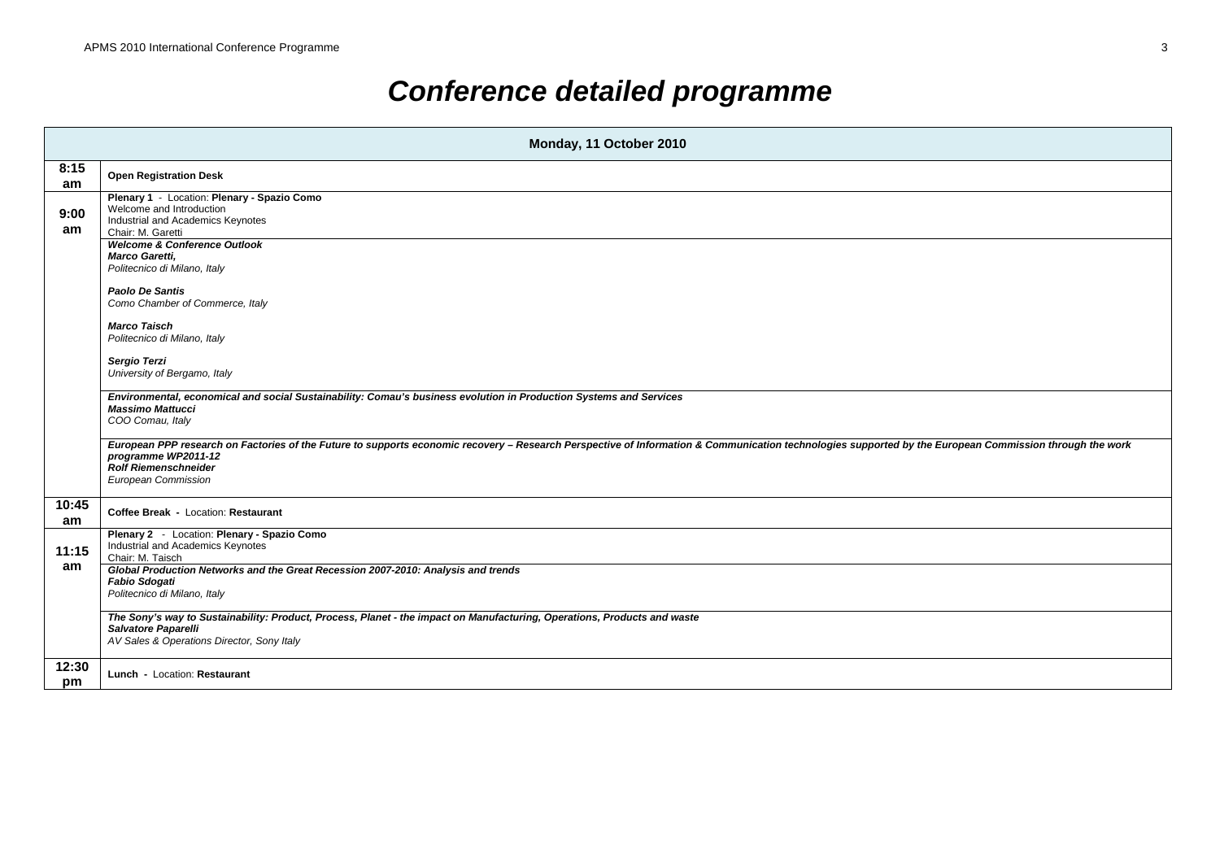# *Conference detailed programme*

| Monday, 11 October 2010 | |
|---|---|
| **8:15 am** | **Open Registration Desk** |
| **9:00 am** | **Plenary 1** - Location: **Plenary - Spazio Como**<br>Welcome and Introduction<br>Industrial and Academics Keynotes<br>Chair: M. Garetti |
| | ***Welcome & Conference Outlook***<br>***Marco Garetti,***<br>*Politecnico di Milano, Italy*<br><br>***Paolo De Santis***<br>*Como Chamber of Commerce, Italy*<br><br>***Marco Taisch***<br>*Politecnico di Milano, Italy*<br><br>***Sergio Terzi***<br>*University of Bergamo, Italy* |
| | ***Environmental, economical and social Sustainability: Comau's business evolution in Production Systems and Services***<br>***Massimo Mattucci***<br>*COO Comau, Italy* |
| | ***European PPP research on Factories of the Future to supports economic recovery – Research Perspective of Information & Communication technologies supported by the European Commission through the work programme WP2011-12***<br>***Rolf Riemenschneider***<br>*European Commission* |
| **10:45 am** | **Coffee Break** - Location: **Restaurant** |
| **11:15 am** | **Plenary 2** - Location: **Plenary - Spazio Como**<br>Industrial and Academics Keynotes<br>Chair: M. Taisch |
| | ***Global Production Networks and the Great Recession 2007-2010: Analysis and trends***<br>***Fabio Sdogati***<br>*Politecnico di Milano, Italy* |
| | ***The Sony's way to Sustainability: Product, Process, Planet - the impact on Manufacturing, Operations, Products and waste***<br>***Salvatore Paparelli***<br>*AV Sales & Operations Director, Sony Italy* |
| **12:30 pm** | **Lunch** - Location: **Restaurant** |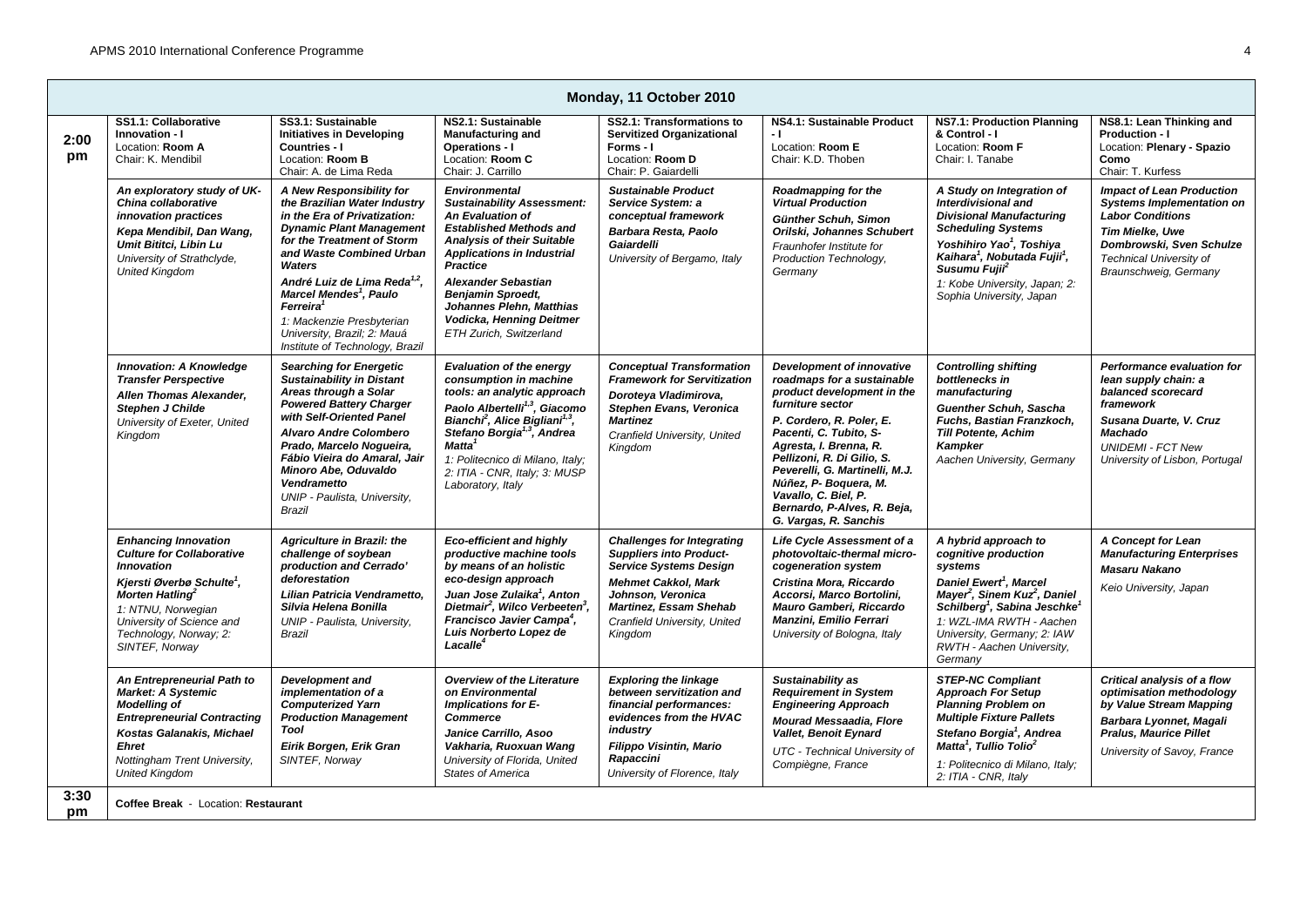## Monday, 11 October 2010

| | SS1.1: Collaborative Innovation - I<br>Location: **Room A**<br>Chair: K. Mendibil | SS3.1: Sustainable Initiatives in Developing Countries - I<br>Location: **Room B**<br>Chair: A. de Lima Reda | NS2.1: Sustainable Manufacturing and Operations - I<br>Location: **Room C**<br>Chair: J. Carrillo | SS2.1: Transformations to Servitized Organizational Forms - I<br>Location: **Room D**<br>Chair: P. Gaiardelli | NS4.1: Sustainable Product - I<br>Location: **Room E**<br>Chair: K.D. Thoben | NS7.1: Production Planning & Control - I<br>Location: **Room F**<br>Chair: I. Tanabe | NS8.1: Lean Thinking and Production - I<br>Location: **Plenary - Spazio Como**<br>Chair: T. Kurfess |
|---|---|---|---|---|---|---|---|
| **2:00 pm** | ***An exploratory study of UK-China collaborative innovation practices***<br>***Kepa Mendibil, Dan Wang, Umit Bititci, Libin Lu***<br>*University of Strathclyde, United Kingdom* | ***A New Responsibility for the Brazilian Water Industry in the Era of Privatization: Dynamic Plant Management for the Treatment of Storm and Waste Combined Urban Waters***<br>***André Luiz de Lima Reda[1,2], Marcel Mendes[1], Paulo Ferreira[1]***<br>*1: Mackenzie Presbyterian University, Brazil; 2: Mauá Institute of Technology, Brazil* | ***Environmental Sustainability Assessment: An Evaluation of Established Methods and Analysis of their Suitable Applications in Industrial Practice***<br>***Alexander Sebastian Benjamin Sproedt, Johannes Plehn, Matthias Vodicka, Henning Deitmer***<br>*ETH Zurich, Switzerland* | ***Sustainable Product Service System: a conceptual framework***<br>***Barbara Resta, Paolo Gaiardelli***<br>*University of Bergamo, Italy* | ***Roadmapping for the Virtual Production***<br>***Günther Schuh, Simon Orilski, Johannes Schubert***<br>*Fraunhofer Institute for Production Technology, Germany* | ***A Study on Integration of Interdivisional and Divisional Manufacturing Scheduling Systems***<br>***Yoshihiro Yao[1], Toshiya Kaihara[1], Nobutada Fujii[1], Susumu Fujii[2]***<br>*1: Kobe University, Japan; 2: Sophia University, Japan* | ***Impact of Lean Production Systems Implementation on Labor Conditions***<br>***Tim Mielke, Uwe Dombrowski, Sven Schulze***<br>*Technical University of Braunschweig, Germany* |
| | ***Innovation: A Knowledge Transfer Perspective***<br>***Allen Thomas Alexander, Stephen J Childe***<br>*University of Exeter, United Kingdom* | ***Searching for Energetic Sustainability in Distant Areas through a Solar Powered Battery Charger with Self-Oriented Panel***<br>***Alvaro Andre Colombero Prado, Marcelo Nogueira, Fábio Vieira do Amaral, Jair Minoro Abe, Oduvaldo Vendrametto***<br>*UNIP - Paulista, University, Brazil* | ***Evaluation of the energy consumption in machine tools: an analytic approach***<br>***Paolo Albertelli[1,3], Giacomo Bianchi[2], Alice Bigliani[1,3], Stefano Borgia[1,3], Andrea Matta[1]***<br>*1: Politecnico di Milano, Italy; 2: ITIA - CNR, Italy; 3: MUSP Laboratory, Italy* | ***Conceptual Transformation Framework for Servitization***<br>***Doroteya Vladimirova, Stephen Evans, Veronica Martinez***<br>*Cranfield University, United Kingdom* | ***Development of innovative roadmaps for a sustainable product development in the furniture sector***<br>***P. Cordero, R. Poler, E. Pacenti, C. Tubito, S-Agresta, I. Brenna, R. Pellizoni, R. Di Gilio, S. Peverelli, G. Martinelli, M.J. Núñez, P- Boquera, M. Vavallo, C. Biel, P. Bernardo, P-Alves, R. Beja, G. Vargas, R. Sanchis*** | ***Controlling shifting bottlenecks in manufacturing***<br>***Guenther Schuh, Sascha Fuchs, Bastian Franzkoch, Till Potente, Achim Kampker***<br>*Aachen University, Germany* | ***Performance evaluation for lean supply chain: a balanced scorecard framework***<br>***Susana Duarte, V. Cruz Machado***<br>*UNIDEMI - FCT New University of Lisbon, Portugal* |
| | ***Enhancing Innovation Culture for Collaborative Innovation***<br>***Kjersti Øverbø Schulte[1], Morten Hatling[2]***<br>*1: NTNU, Norwegian University of Science and Technology, Norway; 2: SINTEF, Norway* | ***Agriculture in Brazil: the challenge of soybean production and Cerrado' deforestation***<br>***Lilian Patricia Vendrametto, Silvia Helena Bonilla***<br>*UNIP - Paulista, University, Brazil* | ***Eco-efficient and highly productive machine tools by means of an holistic eco-design approach***<br>***Juan Jose Zulaika[1], Anton Dietmair[2], Wilco Verbeeten[3], Francisco Javier Campa[4], Luis Norberto Lopez de Lacalle[4]*** | ***Challenges for Integrating Suppliers into Product-Service Systems Design***<br>***Mehmet Cakkol, Mark Johnson, Veronica Martinez, Essam Shehab***<br>*Cranfield University, United Kingdom* | ***Life Cycle Assessment of a photovoltaic-thermal micro-cogeneration system***<br>***Cristina Mora, Riccardo Accorsi, Marco Bortolini, Mauro Gamberi, Riccardo Manzini, Emilio Ferrari***<br>*University of Bologna, Italy* | ***A hybrid approach to cognitive production systems***<br>***Daniel Ewert[1], Marcel Mayer[2], Sinem Kuz[2], Daniel Schilberg[1], Sabina Jeschke[1]***<br>*1: WZL-IMA RWTH - Aachen University, Germany; 2: IAW RWTH - Aachen University, Germany* | ***A Concept for Lean Manufacturing Enterprises***<br>***Masaru Nakano***<br>*Keio University, Japan* |
| | ***An Entrepreneurial Path to Market: A Systemic Modelling of Entrepreneurial Contracting***<br>***Kostas Galanakis, Michael Ehret***<br>*Nottingham Trent University, United Kingdom* | ***Development and implementation of a Computerized Yarn Production Management Tool***<br>***Eirik Borgen, Erik Gran***<br>*SINTEF, Norway* | ***Overview of the Literature on Environmental Implications for E-Commerce***<br>***Janice Carrillo, Asoo Vakharia, Ruoxuan Wang***<br>*University of Florida, United States of America* | ***Exploring the linkage between servitization and financial performances: evidences from the HVAC industry***<br>***Filippo Visintin, Mario Rapaccini***<br>*University of Florence, Italy* | ***Sustainability as Requirement in System Engineering Approach***<br>***Mourad Messaadia, Flore Vallet, Benoit Eynard***<br>*UTC - Technical University of Compiègne, France* | ***STEP-NC Compliant Approach For Setup Planning Problem on Multiple Fixture Pallets***<br>***Stefano Borgia[1], Andrea Matta[1], Tullio Tolio[2]***<br>*1: Politecnico di Milano, Italy; 2: ITIA - CNR, Italy* | ***Critical analysis of a flow optimisation methodology by Value Stream Mapping***<br>***Barbara Lyonnet, Magali Pralus, Maurice Pillet***<br>*University of Savoy, France* |
| **3:30 pm** | **Coffee Break** - Location: **Restaurant** | | | | | | |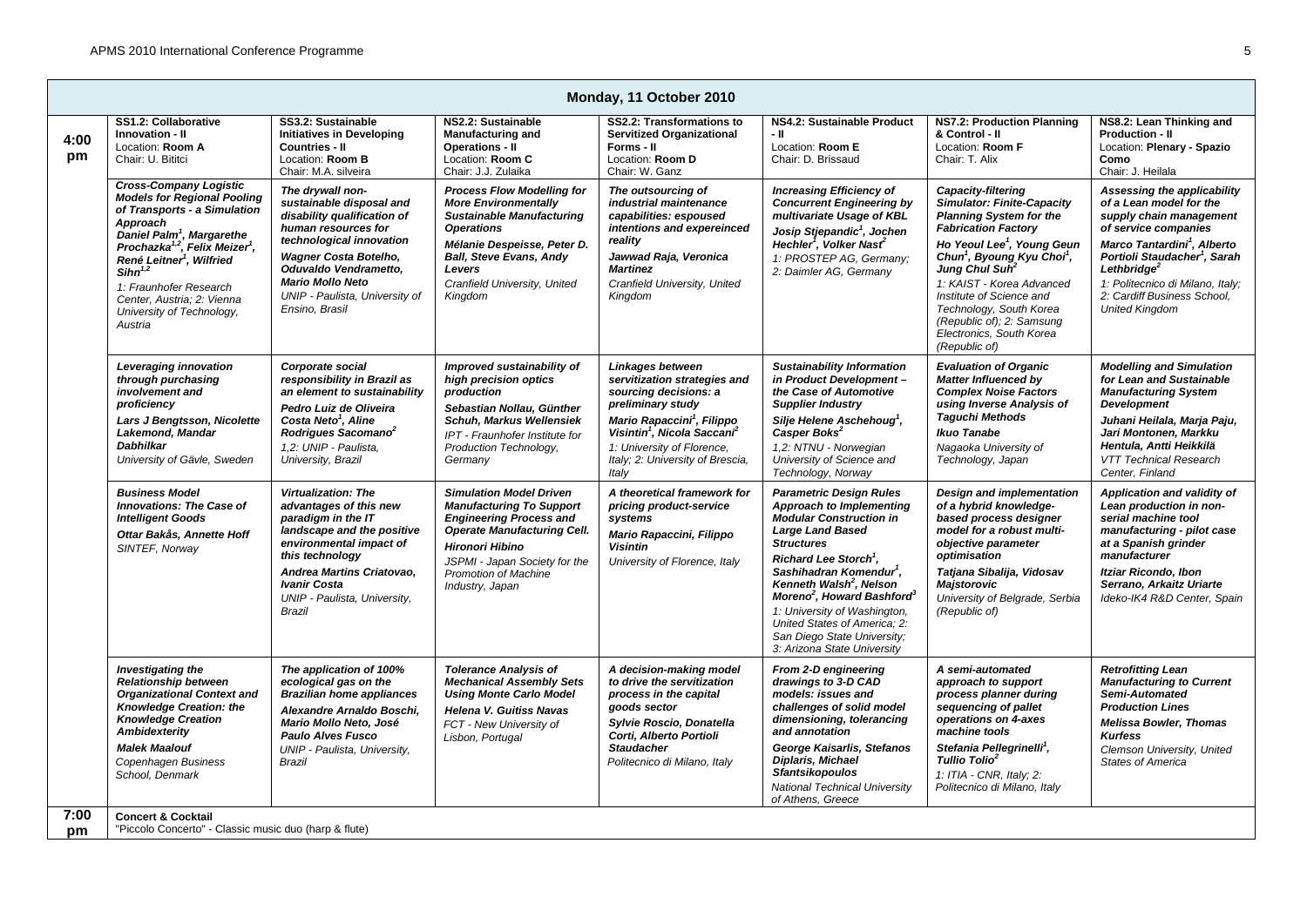## Monday, 11 October 2010

| | SS1.2: Collaborative Innovation - II<br>Location: **Room A**<br>Chair: U. Bititci | SS3.2: Sustainable Initiatives in Developing Countries - II<br>Location: **Room B**<br>Chair: M.A. silveira | NS2.2: Sustainable Manufacturing and Operations - II<br>Location: **Room C**<br>Chair: J.J. Zulaika | SS2.2: Transformations to Servitized Organizational Forms - II<br>Location: **Room D**<br>Chair: W. Ganz | NS4.2: Sustainable Product - II<br>Location: **Room E**<br>Chair: D. Brissaud | NS7.2: Production Planning & Control - II<br>Location: **Room F**<br>Chair: T. Alix | NS8.2: Lean Thinking and Production - II<br>Location: **Plenary - Spazio Como**<br>Chair: J. Heilala |
|---|---|---|---|---|---|---|---|
| **4:00 pm** | ***Cross-Company Logistic Models for Regional Pooling of Transports - a Simulation Approach***<br>***Daniel Palm[1], Margarethe Prochazka[1,2], Felix Meizer[1], René Leitner[1], Wilfried Sihn[1,2]***<br>*1: Fraunhofer Research Center, Austria; 2: Vienna University of Technology, Austria* | ***The drywall non-sustainable disposal and disability qualification of human resources for technological innovation***<br>***Wagner Costa Botelho, Oduvaldo Vendrametto, Mario Mollo Neto***<br>*UNIP - Paulista, University of Ensino, Brasil* | ***Process Flow Modelling for More Environmentally Sustainable Manufacturing Operations***<br>***Mélanie Despeisse, Peter D. Ball, Steve Evans, Andy Levers***<br>*Cranfield University, United Kingdom* | ***The outsourcing of industrial maintenance capabilities: espoused intentions and expereinced reality***<br>***Jawwad Raja, Veronica Martinez***<br>*Cranfield University, United Kingdom* | ***Increasing Efficiency of Concurrent Engineering by multivariate Usage of KBL***<br>***Josip Stjepandic[1], Jochen Hechler[1], Volker Nast[2]***<br>*1: PROSTEP AG, Germany; 2: Daimler AG, Germany* | ***Capacity-filtering Simulator: Finite-Capacity Planning System for the Fabrication Factory***<br>***Ho Yeoul Lee[1], Young Geun Chun[1], Byoung Kyu Choi[1], Jung Chul Suh[2]***<br>*1: KAIST - Korea Advanced Institute of Science and Technology, South Korea (Republic of); 2: Samsung Electronics, South Korea (Republic of)* | ***Assessing the applicability of a Lean model for the supply chain management of service companies***<br>***Marco Tantardini[1], Alberto Portioli Staudacher[1], Sarah Lethbridge[2]***<br>*1: Politecnico di Milano, Italy; 2: Cardiff Business School, United Kingdom* |
| | ***Leveraging innovation through purchasing involvement and proficiency***<br>***Lars J Bengtsson, Nicolette Lakemond, Mandar Dabhilkar***<br>*University of Gävle, Sweden* | ***Corporate social responsibility in Brazil as an element to sustainability***<br>***Pedro Luiz de Oliveira Costa Neto[1], Aline Rodrigues Sacomano[2]***<br>*1,2: UNIP - Paulista, University, Brazil* | ***Improved sustainability of high precision optics production***<br>***Sebastian Nollau, Günther Schuh, Markus Wellensiek***<br>*IPT - Fraunhofer Institute for Production Technology, Germany* | ***Linkages between servitization strategies and sourcing decisions: a preliminary study***<br>***Mario Rapaccini[1], Filippo Visintin[1], Nicola Saccani[2]***<br>*1: University of Florence, Italy; 2: University of Brescia, Italy* | ***Sustainability Information in Product Development – the Case of Automotive Supplier Industry***<br>***Silje Helene Aschehoug[1], Casper Boks[2]***<br>*1,2: NTNU - Norwegian University of Science and Technology, Norway* | ***Evaluation of Organic Matter Influenced by Complex Noise Factors using Inverse Analysis of Taguchi Methods***<br>***Ikuo Tanabe***<br>*Nagaoka University of Technology, Japan* | ***Modelling and Simulation for Lean and Sustainable Manufacturing System Development***<br>***Juhani Heilala, Marja Paju, Jari Montonen, Markku Hentula, Antti Heikkilä***<br>*VTT Technical Research Center, Finland* |
| | ***Business Model Innovations: The Case of Intelligent Goods***<br>***Ottar Bakås, Annette Hoff***<br>*SINTEF, Norway* | ***Virtualization: The advantages of this new paradigm in the IT landscape and the positive environmental impact of this technology***<br>***Andrea Martins Criatovao, Ivanir Costa***<br>*UNIP - Paulista, University, Brazil* | ***Simulation Model Driven Manufacturing To Support Engineering Process and Operate Manufacturing Cell.***<br>***Hironori Hibino***<br>*JSPMI - Japan Society for the Promotion of Machine Industry, Japan* | ***A theoretical framework for pricing product-service systems***<br>***Mario Rapaccini, Filippo Visintin***<br>*University of Florence, Italy* | ***Parametric Design Rules Approach to Implementing Modular Construction in Large Land Based Structures***<br>***Richard Lee Storch[1], Sashihadran Komendur[1], Kenneth Walsh[2], Nelson Moreno[2], Howard Bashford[3]***<br>*1: University of Washington, United States of America; 2: San Diego State University; 3: Arizona State University* | ***Design and implementation of a hybrid knowledge-based process designer model for a robust multi-objective parameter optimisation***<br>***Tatjana Sibalija, Vidosav Majstorovic***<br>*University of Belgrade, Serbia (Republic of)* | ***Application and validity of Lean production in non-serial machine tool manufacturing - pilot case at a Spanish grinder manufacturer***<br>***Itziar Ricondo, Ibon Serrano, Arkaitz Uriarte***<br>*Ideko-IK4 R&D Center, Spain* |
| | ***Investigating the Relationship between Organizational Context and Knowledge Creation: the Knowledge Creation Ambidexterity***<br>***Malek Maalouf***<br>*Copenhagen Business School, Denmark* | ***The application of 100% ecological gas on the Brazilian home appliances***<br>***Alexandre Arnaldo Boschi, Mario Mollo Neto, José Paulo Alves Fusco***<br>*UNIP - Paulista, University, Brazil* | ***Tolerance Analysis of Mechanical Assembly Sets Using Monte Carlo Model***<br>***Helena V. Guitiss Navas***<br>*FCT - New University of Lisbon, Portugal* | ***A decision-making model to drive the servitization process in the capital goods sector***<br>***Sylvie Roscio, Donatella Corti, Alberto Portioli Staudacher***<br>*Politecnico di Milano, Italy* | ***From 2-D engineering drawings to 3-D CAD models: issues and challenges of solid model dimensioning, tolerancing and annotation***<br>***George Kaisarlis, Stefanos Diplaris, Michael Sfantsikopoulos***<br>*National Technical University of Athens, Greece* | ***A semi-automated approach to support process planner during sequencing of pallet operations on 4-axes machine tools***<br>***Stefania Pellegrinelli[1], Tullio Tolio[2]***<br>*1: ITIA - CNR, Italy; 2: Politecnico di Milano, Italy* | ***Retrofitting Lean Manufacturing to Current Semi-Automated Production Lines***<br>***Melissa Bowler, Thomas Kurfess***<br>*Clemson University, United States of America* |
| **7:00 pm** | **Concert & Cocktail**<br>"Piccolo Concerto" - Classic music duo (harp & flute) | | | | | | |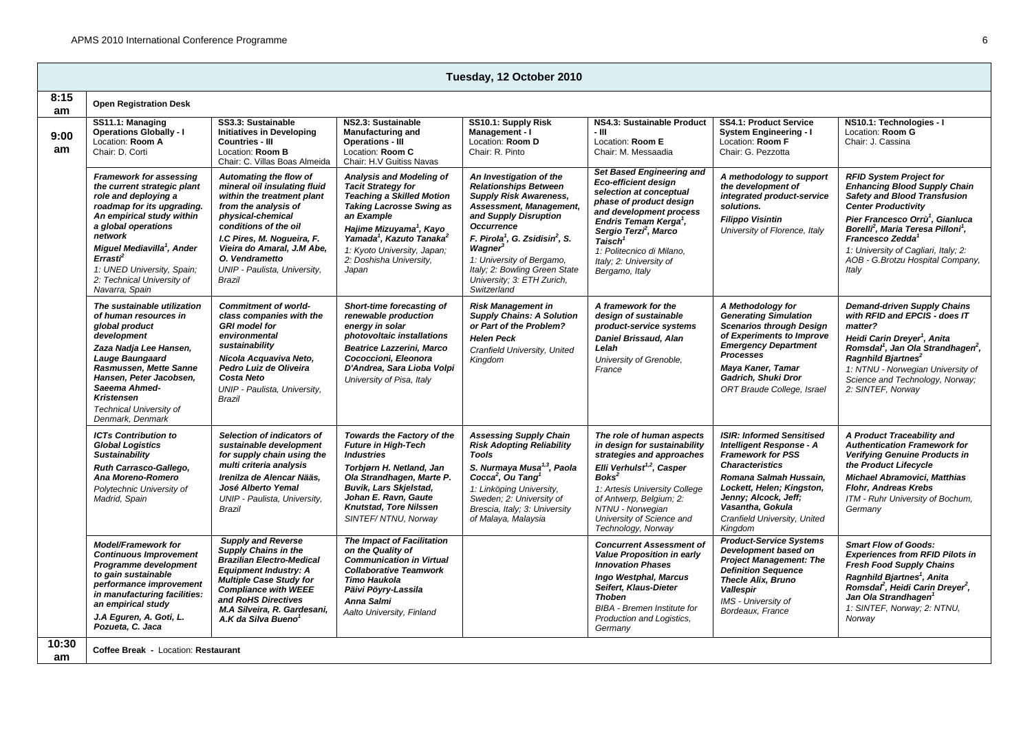## Tuesday, 12 October 2010

| | | | | | | | |
|---|---|---|---|---|---|---|---|
| **8:15 am** | **Open Registration Desk** | | | | | | |
| **9:00 am** | **SS11.1: Managing Operations Globally - I** Location: **Room A** Chair: D. Corti | **SS3.3: Sustainable Initiatives in Developing Countries - III** Location: **Room B** Chair: C. Villas Boas Almeida | **NS2.3: Sustainable Manufacturing and Operations - III** Location: **Room C** Chair: H.V Guitiss Navas | **SS10.1: Supply Risk Management - I** Location: **Room D** Chair: R. Pinto | **NS4.3: Sustainable Product - III** Location: **Room E** Chair: M. Messaadia | **SS4.1: Product Service System Engineering - I** Location: **Room F** Chair: G. Pezzotta | **NS10.1: Technologies - I** Location: **Room G** Chair: J. Cassina |
| | ***Framework for assessing the current strategic plant role and deploying a roadmap for its upgrading. An empirical study within a global operations network*** *Miguel Mediavilla[1], Ander Errasti[2]* *1: UNED University, Spain; 2: Technical University of Navarra, Spain* | ***Automating the flow of mineral oil insulating fluid within the treatment plant from the analysis of physical-chemical conditions of the oil*** *I.C Pires, M. Nogueira, F. Vieira do Amaral, J.M Abe, O. Vendrametto* *UNIP - Paulista, University, Brazil* | ***Analysis and Modeling of Tacit Strategy for Teaching a Skilled Motion Taking Lacrosse Swing as an Example*** *Hajime Mizuyama[1], Kayo Yamada[1], Kazuto Tanaka[2]* *1: Kyoto University, Japan; 2: Doshisha University, Japan* | ***An Investigation of the Relationships Between Supply Risk Awareness, Assessment, Management, and Supply Disruption Occurrence*** *F. Pirola[1], G. Zsidisin[2], S. Wagner[3]* *1: University of Bergamo, Italy; 2: Bowling Green State University; 3: ETH Zurich, Switzerland* | ***Set Based Engineering and Eco-efficient design selection at conceptual phase of product design and development process*** *Endris Temam Kerga[1], Sergio Terzi[2], Marco Taisch[1]* *1: Politecnico di Milano, Italy; 2: University of Bergamo, Italy* | ***A methodology to support the development of integrated product-service solutions.*** *Filippo Visintin* *University of Florence, Italy* | ***RFID System Project for Enhancing Blood Supply Chain Safety and Blood Transfusion Center Productivity*** *Pier Francesco Orrù[1], Gianluca Borelli[2], Maria Teresa Pilloni[1], Francesco Zedda[1]* *1: University of Cagliari, Italy; 2: AOB - G.Brotzu Hospital Company, Italy* |
| | ***The sustainable utilization of human resources in global product development*** *Zaza Nadja Lee Hansen, Lauge Baungaard Rasmussen, Mette Sanne Hansen, Peter Jacobsen, Saeema Ahmed-Kristensen* *Technical University of Denmark, Denmark* | ***Commitment of world-class companies with the GRI model for environmental sustainability*** *Nicola Acquaviva Neto, Pedro Luiz de Oliveira Costa Neto* *UNIP - Paulista, University, Brazil* | ***Short-time forecasting of renewable production energy in solar photovoltaic installations*** *Beatrice Lazzerini, Marco Cococcioni, Eleonora D'Andrea, Sara Lioba Volpi* *University of Pisa, Italy* | ***Risk Management in Supply Chains: A Solution or Part of the Problem?*** *Helen Peck* *Cranfield University, United Kingdom* | ***A framework for the design of sustainable product-service systems*** *Daniel Brissaud, Alan Lelah* *University of Grenoble, France* | ***A Methodology for Generating Simulation Scenarios through Design of Experiments to Improve Emergency Department Processes*** *Maya Kaner, Tamar Gadrich, Shuki Dror* *ORT Braude College, Israel* | ***Demand-driven Supply Chains with RFID and EPCIS - does IT matter?*** *Heidi Carin Dreyer[1], Anita Romsdal[1], Jan Ola Strandhagen[2], Ragnhild Bjartnes[2]* *1: NTNU - Norwegian University of Science and Technology, Norway; 2: SINTEF, Norway* |
| | ***ICTs Contribution to Global Logistics Sustainability*** *Ruth Carrasco-Gallego, Ana Moreno-Romero* *Polytechnic University of Madrid, Spain* | ***Selection of indicators of sustainable development for supply chain using the multi criteria analysis*** *Irenilza de Alencar Nääs, José Alberto Yemal* *UNIP - Paulista, University, Brazil* | ***Towards the Factory of the Future in High-Tech Industries*** *Torbjørn H. Netland, Jan Ola Strandhagen, Marte P. Buvik, Lars Skjelstad, Johan E. Ravn, Gaute Knutstad, Tore Nilssen* *SINTEF/ NTNU, Norway* | ***Assessing Supply Chain Risk Adopting Reliability Tools*** *S. Nurmaya Musa[1,3], Paola Cocca[2], Ou Tang[1]* *1: Linköping University, Sweden; 2: University of Brescia, Italy; 3: University of Malaya, Malaysia* | ***The role of human aspects in design for sustainability strategies and approaches*** *Elli Verhulst[1,2], Casper Boks[2]* *1: Artesis University College of Antwerp, Belgium; 2: NTNU - Norwegian University of Science and Technology, Norway* | ***ISIR: Informed Sensitised Intelligent Response - A Framework for PSS Characteristics*** *Romana Salmah Hussain, Lockett, Helen; Kingston, Jenny; Alcock, Jeff; Vasantha, Gokula* *Cranfield University, United Kingdom* | ***A Product Traceability and Authentication Framework for Verifying Genuine Products in the Product Lifecycle*** *Michael Abramovici, Matthias Flohr, Andreas Krebs* *ITM - Ruhr University of Bochum, Germany* |
| | ***Model/Framework for Continuous Improvement Programme development to gain sustainable performance improvement in manufacturing facilities: an empirical study*** *J.A Eguren, A. Goti, L. Pozueta, C. Jaca* | ***Supply and Reverse Supply Chains in the Brazilian Electro-Medical Equipment Industry: A Multiple Case Study for Compliance with WEEE and RoHS Directives*** *M.A Silveira, R. Gardesani, A.K da Silva Bueno[1]* | ***The Impact of Facilitation on the Quality of Communication in Virtual Collaborative Teamwork*** *Timo Haukola, Päivi Pöyry-Lassila, Anna Salmi* *Aalto University, Finland* | | ***Concurrent Assessment of Value Proposition in early Innovation Phases*** *Ingo Westphal, Marcus Seifert, Klaus-Dieter Thoben* *BIBA - Bremen Institute for Production and Logistics, Germany* | ***Product-Service Systems Development based on Project Management: The Definition Sequence*** *Thecle Alix, Bruno Vallespir* *IMS - University of Bordeaux, France* | ***Smart Flow of Goods: Experiences from RFID Pilots in Fresh Food Supply Chains*** *Ragnhild Bjartnes[1], Anita Romsdal[2], Heidi Carin Dreyer[2], Jan Ola Strandhagen[1]* *1: SINTEF, Norway; 2: NTNU, Norway* |
| **10:30 am** | **Coffee Break** - Location: **Restaurant** | | | | | | |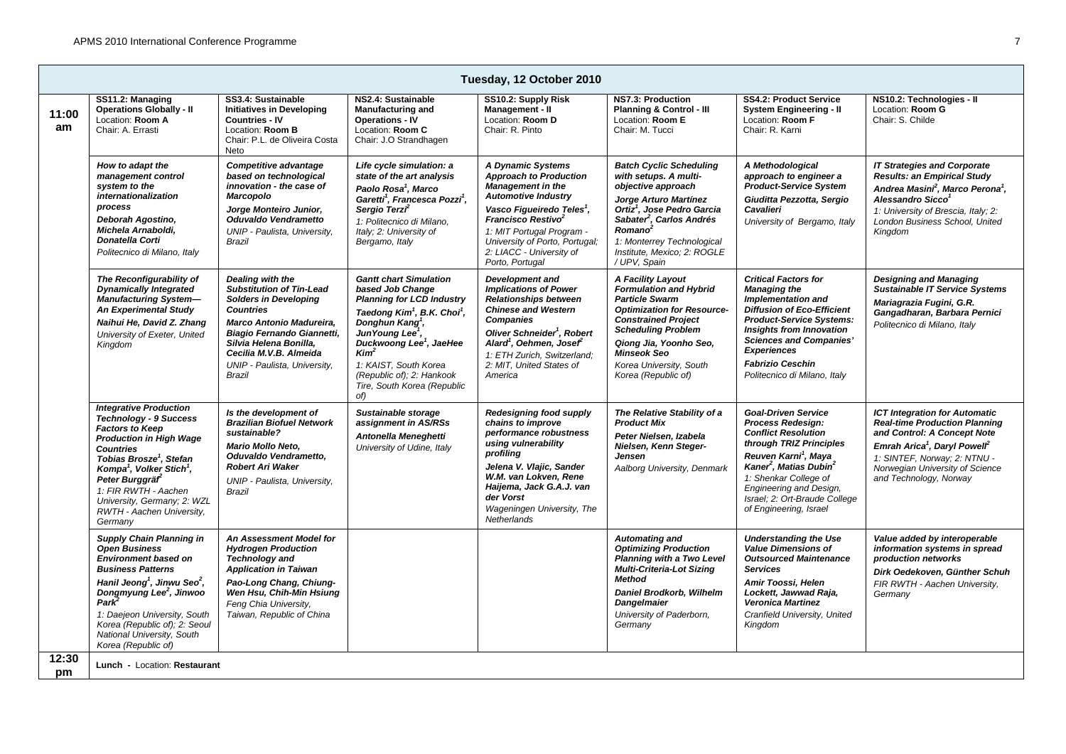| | Tuesday, 12 October 2010 | | | | | | |
|---|---|---|---|---|---|---|---|
| **11:00 am** | **SS11.2: Managing Operations Globally - II**<br>Location: **Room A**<br>Chair: A. Errasti | **SS3.4: Sustainable Initiatives in Developing Countries - IV**<br>Location: **Room B**<br>Chair: P.L. de Oliveira Costa Neto | **NS2.4: Sustainable Manufacturing and Operations - IV**<br>Location: **Room C**<br>Chair: J.O Strandhagen | **SS10.2: Supply Risk Management - II**<br>Location: **Room D**<br>Chair: R. Pinto | **NS7.3: Production Planning & Control - III**<br>Location: **Room E**<br>Chair: M. Tucci | **SS4.2: Product Service System Engineering - II**<br>Location: **Room F**<br>Chair: R. Karni | **NS10.2: Technologies - II**<br>Location: **Room G**<br>Chair: S. Childe |
| | ***How to adapt the management control system to the internationalization process***<br>***Deborah Agostino, Michela Arnaboldi, Donatella Corti***<br>*Politecnico di Milano, Italy* | ***Competitive advantage based on technological innovation - the case of Marcopolo***<br>***Jorge Monteiro Junior, Oduvaldo Vendrametto***<br>*UNIP - Paulista, University, Brazil* | ***Life cycle simulation: a state of the art analysis***<br>***Paolo Rosa[1], Marco Garetti[1], Francesca Pozzi[1], Sergio Terzi[2]***<br>*1: Politecnico di Milano, Italy; 2: University of Bergamo, Italy* | ***A Dynamic Systems Approach to Production Management in the Automotive Industry***<br>***Vasco Figueiredo Teles[1], Francisco Restivo[2]***<br>*1: MIT Portugal Program - University of Porto, Portugal; 2: LIACC - University of Porto, Portugal* | ***Batch Cyclic Scheduling with setups. A multi-objective approach***<br>***Jorge Arturo Martínez Ortiz[1], Jose Pedro García Sabater[2], Carlos Andrés Romano[2]***<br>*1: Monterrey Technological Institute, Mexico; 2: ROGLE / UPV, Spain* | ***A Methodological approach to engineer a Product-Service System***<br>***Giuditta Pezzotta, Sergio Cavalieri***<br>*University of Bergamo, Italy* | ***IT Strategies and Corporate Results: an Empirical Study***<br>***Andrea Masini[2], Marco Perona[1], Alessandro Sicco[1]***<br>*1: University of Brescia, Italy; 2: London Business School, United Kingdom* |
| | ***The Reconfigurability of Dynamically Integrated Manufacturing System—An Experimental Study***<br>***Naihui He, David Z. Zhang***<br>*University of Exeter, United Kingdom* | ***Dealing with the Substitution of Tin-Lead Solders in Developing Countries***<br>***Marco Antonio Madureira, Biagio Fernando Giannetti, Silvia Helena Bonilla, Cecilia M.V.B. Almeida***<br>*UNIP - Paulista, University, Brazil* | ***Gantt chart Simulation based Job Change Planning for LCD Industry***<br>***Taedong Kim[1], B.K. Choi[1], Donghun Kang[1], JunYoung Lee[1], Duckwoong Lee[1], JaeHee Kim[2]***<br>*1: KAIST, South Korea (Republic of); 2: Hankook Tire, South Korea (Republic of)* | ***Development and Implications of Power Relationships between Chinese and Western Companies***<br>***Oliver Schneider[1], Robert Alard[1], Oehmen, Josef[2]***<br>*1: ETH Zurich, Switzerland; 2: MIT, United States of America* | ***A Facility Layout Formulation and Hybrid Particle Swarm Optimization for Resource-Constrained Project Scheduling Problem***<br>***Qiong Jia, Yoonho Seo, Minseok Seo***<br>*Korea University, South Korea (Republic of)* | ***Critical Factors for Managing the Implementation and Diffusion of Eco-Efficient Product-Service Systems: Insights from Innovation Sciences and Companies' Experiences***<br>***Fabrizio Ceschin***<br>*Politecnico di Milano, Italy* | ***Designing and Managing Sustainable IT Service Systems***<br>***Mariagrazia Fugini, G.R. Gangadharan, Barbara Pernici***<br>*Politecnico di Milano, Italy* |
| | ***Integrative Production Technology - 9 Success Factors to Keep Production in High Wage Countries***<br>***Tobias Brosze[1], Stefan Kompa[1], Volker Stich[1], Peter Burggräf[2]***<br>*1: FIR RWTH - Aachen University, Germany; 2: WZL RWTH - Aachen University, Germany* | ***Is the development of Brazilian Biofuel Network sustainable?***<br>***Mario Mollo Neto, Oduvaldo Vendrametto, Robert Ari Waker***<br>*UNIP - Paulista, University, Brazil* | ***Sustainable storage assignment in AS/RSs***<br>***Antonella Meneghetti***<br>*University of Udine, Italy* | ***Redesigning food supply chains to improve performance robustness using vulnerability profiling***<br>***Jelena V. Vlajic, Sander W.M. van Lokven, Rene Haijema, Jack G.A.J. van der Vorst***<br>*Wageningen University, The Netherlands* | ***The Relative Stability of a Product Mix***<br>***Peter Nielsen, Izabela Nielsen, Kenn Steger-Jensen***<br>*Aalborg University, Denmark* | ***Goal-Driven Service Process Redesign: Conflict Resolution through TRIZ Principles***<br>***Reuven Karni[1], Maya Kaner[2], Matias Dubin[2]***<br>*1: Shenkar College of Engineering and Design, Israel; 2: Ort-Braude College of Engineering, Israel* | ***ICT Integration for Automatic Real-time Production Planning and Control: A Concept Note***<br>***Emrah Arica[1], Daryl Powell[2]***<br>*1: SINTEF, Norway; 2: NTNU - Norwegian University of Science and Technology, Norway* |
| | ***Supply Chain Planning in Open Business Environment based on Business Patterns***<br>***Hanil Jeong[1], Jinwu Seo[2], Dongmyung Lee[2], Jinwoo Park[2]***<br>*1: Daejeon University, South Korea (Republic of); 2: Seoul National University, South Korea (Republic of)* | ***An Assessment Model for Hydrogen Production Technology and Application in Taiwan***<br>***Pao-Long Chang, Chiung-Wen Hsu, Chih-Min Hsiung***<br>*Feng Chia University, Taiwan, Republic of China* | | | ***Automating and Optimizing Production Planning with a Two Level Multi-Criteria-Lot Sizing Method***<br>***Daniel Brodkorb, Wilhelm Dangelmaier***<br>*University of Paderborn, Germany* | ***Understanding the Use Value Dimensions of Outsourced Maintenance Services***<br>***Amir Toossi, Helen Lockett, Jawwad Raja, Veronica Martinez***<br>*Cranfield University, United Kingdom* | ***Value added by interoperable information systems in spread production networks***<br>***Dirk Oedekoven, Günther Schuh***<br>*FIR RWTH - Aachen University, Germany* |
| **12:30 pm** | **Lunch** - Location: **Restaurant** | | | | | | |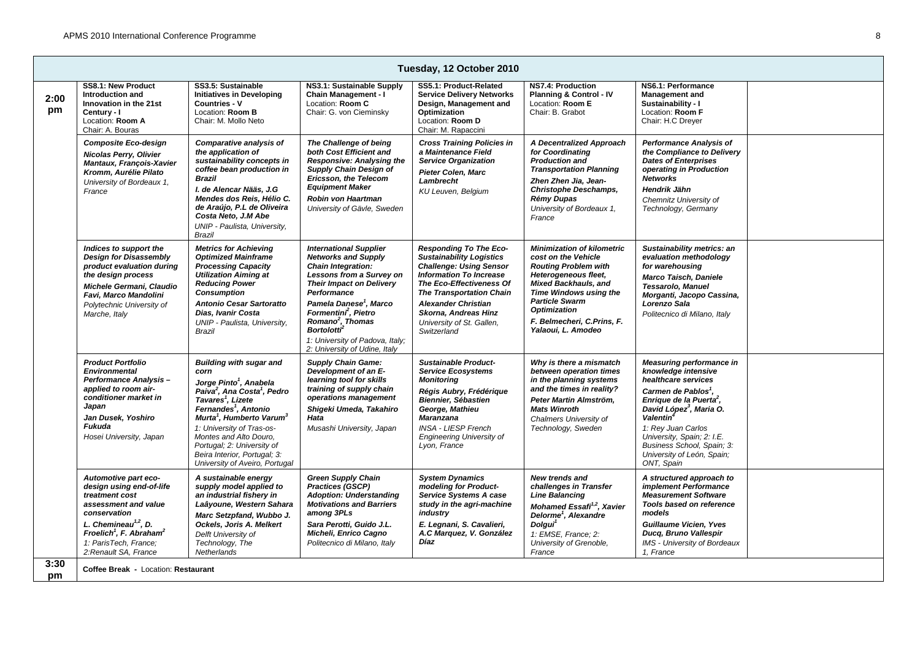| | Tuesday, 12 October 2010 | | | | | | |
|---|---|---|---|---|---|---|---|
| **2:00 pm** | **SS8.1: New Product Introduction and Innovation in the 21st Century - I**<br>Location: **Room A**<br>Chair: A. Bouras | **SS3.5: Sustainable Initiatives in Developing Countries - V**<br>Location: **Room B**<br>Chair: M. Mollo Neto | **NS3.1: Sustainable Supply Chain Management - I**<br>Location: **Room C**<br>Chair: G. von Cieminsky | **SS5.1: Product-Related Service Delivery Networks Design, Management and Optimization**<br>Location: **Room D**<br>Chair: M. Rapaccini | **NS7.4: Production Planning & Control - IV**<br>Location: **Room E**<br>Chair: B. Grabot | **NS6.1: Performance Management and Sustainability - I**<br>Location: **Room F**<br>Chair: H.C Dreyer | |
| | ***Composite Eco-design***<br>***Nicolas Perry, Olivier Mantaux, François-Xavier Kromm, Aurélie Pilato***<br>*University of Bordeaux 1, France* | ***Comparative analysis of the application of sustainability concepts in coffee bean production in Brazil***<br>***I. de Alencar Nääs, J.G Mendes dos Reis, Hélio C. de Araújo, P.L de Oliveira Costa Neto, J.M Abe***<br>*UNIP - Paulista, University, Brazil* | ***The Challenge of being both Cost Efficient and Responsive: Analysing the Supply Chain Design of Ericsson, the Telecom Equipment Maker***<br>***Robin von Haartman***<br>*University of Gävle, Sweden* | ***Cross Training Policies in a Maintenance Field Service Organization***<br>***Pieter Colen, Marc Lambrecht***<br>*KU Leuven, Belgium* | ***A Decentralized Approach for Coordinating Production and Transportation Planning***<br>***Zhen Zhen Jia, Jean-Christophe Deschamps, Rémy Dupas***<br>*University of Bordeaux 1, France* | ***Performance Analysis of the Compliance to Delivery Dates of Enterprises operating in Production Networks***<br>***Hendrik Jähn***<br>*Chemnitz University of Technology, Germany* | |
| | ***Indices to support the Design for Disassembly product evaluation during the design process***<br>***Michele Germani, Claudio Favi, Marco Mandolini***<br>*Polytechnic University of Marche, Italy* | ***Metrics for Achieving Optimized Mainframe Processing Capacity Utilization Aiming at Reducing Power Consumption***<br>***Antonio Cesar Sartoratto Dias, Ivanir Costa***<br>*UNIP - Paulista, University, Brazil* | ***International Supplier Networks and Supply Chain Integration: Lessons from a Survey on Their Impact on Delivery Performance***<br>***Pamela Danese[1], Marco Formentini[2], Pietro Romano[2], Thomas Bortolotti[2]***<br>*1: University of Padova, Italy; 2: University of Udine, Italy* | ***Responding To The Eco-Sustainability Logistics Challenge: Using Sensor Information To Increase The Eco-Effectiveness Of The Transportation Chain***<br>***Alexander Christian Skorna, Andreas Hinz***<br>*University of St. Gallen, Switzerland* | ***Minimization of kilometric cost on the Vehicle Routing Problem with Heterogeneous fleet, Mixed Backhauls, and Time Windows using the Particle Swarm Optimization***<br>***F. Belmecheri, C.Prins, F. Yalaoui, L. Amodeo*** | ***Sustainability metrics: an evaluation methodology for warehousing***<br>***Marco Taisch, Daniele Tessarolo, Manuel Morganti, Jacopo Cassina, Lorenzo Sala***<br>*Politecnico di Milano, Italy* | |
| | ***Product Portfolio Environmental Performance Analysis – applied to room air-conditioner market in Japan***<br>***Jan Dusek, Yoshiro Fukuda***<br>*Hosei University, Japan* | ***Building with sugar and corn***<br>***Jorge Pinto[1], Anabela Paiva[2], Ana Costa[1], Pedro Tavares[1], Lizete Fernandes[1], Antonio Murta[1], Humberto Varum[3]***<br>*1: University of Tras-os-Montes and Alto Douro, Portugal; 2: University of Beira Interior, Portugal; 3: University of Aveiro, Portugal* | ***Supply Chain Game: Development of an E-learning tool for skills training of supply chain operations management***<br>***Shigeki Umeda, Takahiro Hata***<br>*Musashi University, Japan* | ***Sustainable Product-Service Ecosystems Monitoring***<br>***Régis Aubry, Frédérique Biennier, Sébastien George, Mathieu Maranzana***<br>*INSA - LIESP French Engineering University of Lyon, France* | ***Why is there a mismatch between operation times in the planning systems and the times in reality?***<br>***Peter Martin Almström, Mats Winroth***<br>*Chalmers University of Technology, Sweden* | ***Measuring performance in knowledge intensive healthcare services***<br>***Carmen de Pablos[1], Enrique de la Puerta[2], David López[3], Maria O. Valentin[4]***<br>*1: Rey Juan Carlos University, Spain; 2: I.E. Business School, Spain; 3: University of León, Spain; ONT, Spain* | |
| | ***Automotive part eco-design using end-of-life treatment cost assessment and value conservation***<br>***L. Chemineau[1,2], D. Froelich[1], F. Abraham[2]***<br>*1: ParisTech, France; 2:Renault SA, France* | ***A sustainable energy supply model applied to an industrial fishery in Laâyoune, Western Sahara***<br>***Marc Setzpfand, Wubbo J. Ockels, Joris A. Melkert***<br>*Delft University of Technology, The Netherlands* | ***Green Supply Chain Practices (GSCP) Adoption: Understanding Motivations and Barriers among 3PLs***<br>***Sara Perotti, Guido J.L. Micheli, Enrico Cagno***<br>*Politecnico di Milano, Italy* | ***System Dynamics modeling for Product-Service Systems A case study in the agri-machine industry***<br>***E. Legnani, S. Cavalieri, A.C Marquez, V. González Díaz*** | ***New trends and challenges in Transfer Line Balancing***<br>***Mohamed Essafi[1,2], Xavier Delorme[1], Alexandre Dolgui[1]***<br>*1: EMSE, France; 2: University of Grenoble, France* | ***A structured approach to implement Performance Measurement Software Tools based on reference models***<br>***Guillaume Vicien, Yves Ducq, Bruno Vallespir***<br>*IMS - University of Bordeaux 1, France* | |
| **3:30 pm** | **Coffee Break** - Location: **Restaurant** | | | | | | |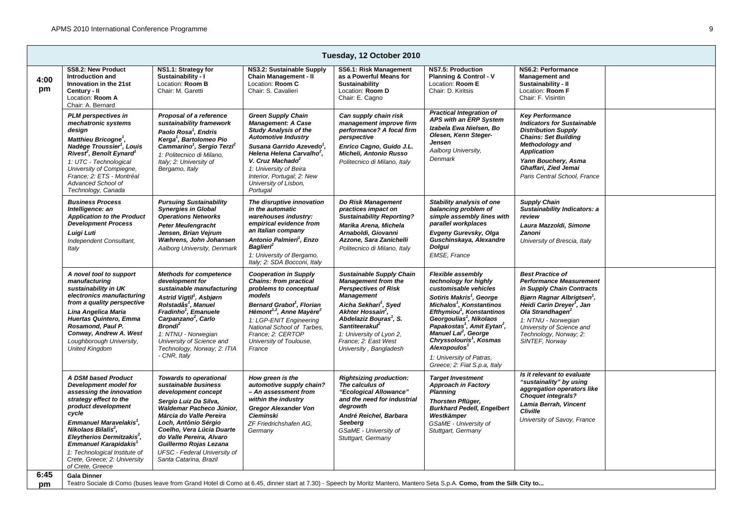## Tuesday, 12 October 2010

| | | | | | | | |
|---|---|---|---|---|---|---|---|
| **4:00 pm** | **SS8.2: New Product Introduction and Innovation in the 21st Century - II**<br>Location: **Room A**<br>Chair: A. Bernard | **NS1.1: Strategy for Sustainability - I**<br>Location: **Room B**<br>Chair: M. Garetti | **NS3.2: Sustainable Supply Chain Management - II**<br>Location: **Room C**<br>Chair: S. Cavalieri | **SS6.1: Risk Management as a Powerful Means for Sustainability**<br>Location: **Room D**<br>Chair: E. Cagno | **NS7.5: Production Planning & Control - V**<br>Location: **Room E**<br>Chair: D. Kiritsis | **NS6.2: Performance Management and Sustainability - II**<br>Location: **Room F**<br>Chair: F. Visintin | |
| | ***PLM perspectives in mechatronic systems design***<br>***Matthieu Bricogne[1], Nadège Troussier[1], Louis Rivest[2], Benoît Eynard[1]***<br>*1: UTC - Technological University of Compiegne, France; 2: ETS - Montréal Advanced School of Technology, Canada* | ***Proposal of a reference sustainability framework***<br>***Paolo Rosa[1], Endris Kerga[1], Bartolomeo Pio Cammarino[1], Sergio Terzi[2]***<br>*1: Politecnico di Milano, Italy; 2: University of Bergamo, Italy* | ***Green Supply Chain Management: A Case Study Analysis of the Automotive Industry***<br>***Susana Garrido Azevedo[1], Helena Helena Carvalho[2], V. Cruz Machado[2]***<br>*1: University of Beira Interior, Portugal; 2: New University of Lisbon, Portugal* | ***Can supply chain risk management improve firm performance? A focal firm perspective***<br>***Enrico Cagno, Guido J.L. Micheli, Antonio Russo***<br>*Politecnico di Milano, Italy* | ***Practical Integration of APS with an ERP System***<br>***Izabela Ewa Nielsen, Bo Olesen, Kenn Steger-Jensen***<br>*Aalborg University, Denmark* | ***Key Performance Indicators for Sustainable Distribution Supply Chains: Set Building Methodology and Application***<br>***Yann Bouchery, Asma Ghaffari, Zied Jemai***<br>*Paris Central School, France* | |
| | ***Business Process Intelligence: an Application to the Product Development Process***<br>***Luigi Luti***<br>*Independent Consultant, Italy* | ***Pursuing Sustainability Synergies in Global Operations Networks***<br>***Peter Meulengracht Jensen, Brian Vejrum Wæhrens, John Johansen***<br>*Aalborg University, Denmark* | ***The disruptive innovation in the automatic warehouses industry: empirical evidence from an Italian company***<br>***Antonio Palmieri[1], Enzo Baglieri[2]***<br>*1: University of Bergamo, Italy; 2: SDA Bocconi, Italy* | ***Do Risk Management practices impact on Sustainability Reporting?***<br>***Marika Arena, Michela Arnaboldi, Giovanni Azzone, Sara Zanichelli***<br>*Politecnico di Milano, Italy* | ***Stability analysis of one balancing problem of simple assembly lines with parallel workplaces***<br>***Evgeny Gurevsky, Olga Guschinskaya, Alexandre Dolgui***<br>*EMSE, France* | ***Supply Chain Sustainability Indicators: a review***<br>***Laura Mazzoldi, Simone Zanoni***<br>*University of Brescia, Italy* | |
| | ***A novel tool to support manufacturing sustainability in UK electronics manufacturing from a quality perspective***<br>***Lina Angelica Maria Huertas Quintero, Emma Rosamond, Paul P. Conway, Andrew A. West***<br>*Loughborough University, United Kingdom* | ***Methods for competence development for sustainable manufacturing***<br>***Astrid Vigtil[1], Asbjørn Rolstadås[1], Manuel Fradinho[1], Emanuele Carpanzano[2], Carlo Brondi[2]***<br>*1: NTNU - Norwegian University of Science and Technology, Norway; 2: ITIA - CNR, Italy* | ***Cooperation in Supply Chains: from practical problems to conceptual models***<br>***Bernard Grabot[1], Florian Hémont[1,2], Anne Mayère[2]***<br>*1: LGP-ENIT Engineering National School of Tarbes, France; 2: CERTOP University of Toulouse, France* | ***Sustainable Supply Chain Management from the Perspectives of Risk Management***<br>***Aicha Sekhari[1], Syed Akhter Hossain[2], Abdelaziz Bouras[1], S. Santiteerakul[2]***<br>*1: University of Lyon 2, France; 2: East West University , Bangladesh* | ***Flexible assembly technology for highly customisable vehicles***<br>***Sotiris Makris[1], George Michalos[1], Konstantinos Efthymiou[1], Konstantinos Georgoulias[1], Nikolaos Papakostas[1], Amit Eytan[2], Manuel Lai[2], George Chryssolouris[1], Kosmas Alexopoulos[1]***<br>*1: University of Patras, Greece; 2: Fiat S.p.a, Italy* | ***Best Practice of Performance Measurement in Supply Chain Contracts***<br>***Bjørn Ragnar Albrigtsen[1], Heidi Carin Dreyer[1], Jan Ola Strandhagen[2]***<br>*1: NTNU - Norwegian University of Science and Technology, Norway; 2: SINTEF, Norway* | |
| | ***A DSM based Product Development model for assessing the innovation strategy effect to the product development cycle***<br>***Emmanuel Maravelakis[1], Nikolaos Bilalis[2], Eleytherios Dermitzakis[2], Emmanuel Karapidakis[1]***<br>*1: Technological Institute of Crete, Greece; 2: University of Crete, Greece* | ***Towards to operational sustainable business development concept***<br>***Sergio Luiz Da Silva, Waldemar Pacheco Júnior, Márcia do Valle Pereira Loch, Antônio Sérgio Coelho, Vera Lúcia Duarte do Valle Pereira, Alvaro Guillermo Rojas Lezana***<br>*UFSC - Federal University of Santa Catarina, Brazil* | ***How green is the automotive supply chain? – An assessment from within the industry***<br>***Gregor Alexander Von Cieminski***<br>*ZF Friedrichshafen AG, Germany* | ***Rightsizing production: The calculus of "Ecological Allowance" and the need for industrial degrowth***<br>***André Reichel, Barbara Seeberg***<br>*GSaME - University of Stuttgart, Germany* | ***Target Investment Approach in Factory Planning***<br>***Thorsten Pflüger, Burkhard Pedell, Engelbert Westkämper***<br>*GSaME - University of Stuttgart, Germany* | ***Is it relevant to evaluate "sustainability" by using aggregation operators like Choquet integrals?***<br>***Lamia Berrah, Vincent Cliville***<br>*University of Savoy, France* | |
| **6:45 pm** | **Gala Dinner**<br>Teatro Sociale di Como (buses leave from Grand Hotel di Como at 6.45, dinner start at 7.30) - Speech by Moritz Mantero, Mantero Seta S.p.A. **Como, from the Silk City to...** | | | | | | |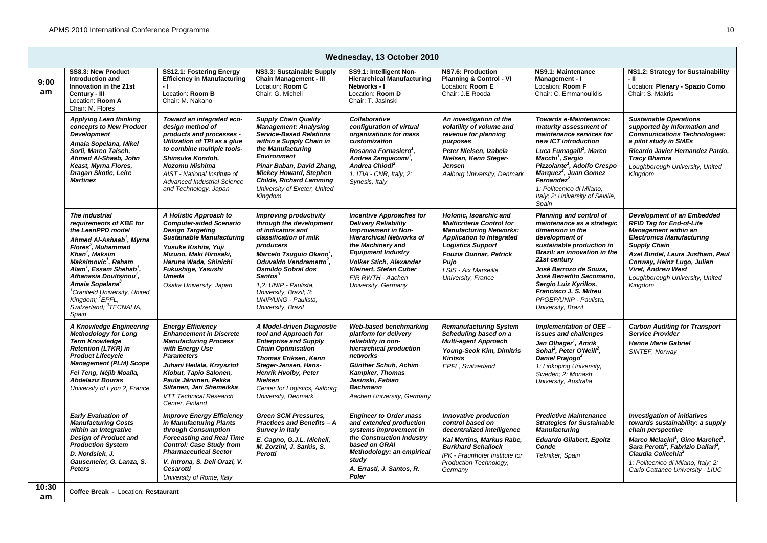## Wednesday, 13 October 2010

| | SS8.3: New Product Introduction and Innovation in the 21st Century - III<br>Location: **Room A**<br>Chair: M. Flores | SS12.1: Fostering Energy Efficiency in Manufacturing - I<br>Location: **Room B**<br>Chair: M. Nakano | NS3.3: Sustainable Supply Chain Management - III<br>Location: **Room C**<br>Chair: G. Micheli | SS9.1: Intelligent Non-Hierarchical Manufacturing Networks - I<br>Location: **Room D**<br>Chair: T. Jasinski | NS7.6: Production Planning & Control - VI<br>Location: **Room E**<br>Chair: J.E Rooda | NS9.1: Maintenance Management - I<br>Location: **Room F**<br>Chair: C. Emmanoulidis | NS1.2: Strategy for Sustainability - II<br>Location: **Plenary - Spazio Como**<br>Chair: S. Makris |
|---|---|---|---|---|---|---|---|
| **9:00 am** | ***Applying Lean thinking concepts to New Product Development***<br>***Amaia Sopelana, Mikel Sorli, Marco Taisch, Ahmed Al-Shaab, John Keast, Myrna Flores, Dragan Skotic, Leire Martinez*** | ***Toward an integrated eco-design method of products and processes - Utilization of TPI as a glue to combine multiple tools-***<br>***Shinsuke Kondoh, Nozomu Mishima***<br>*AIST - National Institute of Advanced Industrial Science and Technology, Japan* | ***Supply Chain Quality Management: Analysing Service-Based Relations within a Supply Chain in the Manufacturing Environment***<br>***Pinar Baban, David Zhang, Mickey Howard, Stephen Childe, Richard Lamming***<br>*University of Exeter, United Kingdom* | ***Collaborative configuration of virtual organizations for mass customization***<br>***Rosanna Fornasiero[1], Andrea Zangiacomi[1], Andrea Chiodi[2]***<br>*1: ITIA - CNR, Italy; 2: Synesis, Italy* | ***An investigation of the volatility of volume and revenue for planning purposes***<br>***Peter Nielsen, Izabela Nielsen, Kenn Steger-Jensen***<br>*Aalborg University, Denmark* | ***Towards e-Maintenance: maturity assessment of maintenance services for new ICT introduction***<br>***Luca Fumagalli[1], Marco Macchi[1], Sergio Pizzolante[1], Adolfo Crespo Marquez[2], Juan Gomez Fernandez[2]***<br>*1: Politecnico di Milano, Italy; 2: University of Seville, Spain* | ***Sustainable Operations supported by Information and Communications Technologies: a pilot study in SMEs***<br>***Ricardo Javier Hernandez Pardo, Tracy Bhamra***<br>*Loughborough University, United Kingdom* |
| | ***The industrial requirements of KBE for the LeanPPD model***<br>***Ahmed Al-Ashaab[1], Myrna Flores[2], Muhammad Khan[1], Maksim Maksimovic[1], Raham Alam[1], Essam Shehab[1], Athanasia Doultsinou[1], Amaia Sopelana[3]***<br>*[1]Cranfield University, United Kingdom; [2]EPFL, Switzerland; [3]TECNALIA, Spain* | ***A Holistic Approach to Computer-aided Scenario Design Targeting Sustainable Manufacturing***<br>***Yusuke Kishita, Yuji Mizuno, Maki Hirosaki, Haruna Wada, Shinichi Fukushige, Yasushi Umeda***<br>*Osaka University, Japan* | ***Improving productivity through the development of indicators and classification of milk producers***<br>***Marcelo Tsuguio Okano[1], Oduvaldo Vendrametto[2], Osmildo Sobral dos Santos[3]***<br>*1,2: UNIP - Paulista, University, Brazil; 3: UNIP/UNG - Paulista, University, Brazil* | ***Incentive Approaches for Delivery Reliability Improvement in Non-Hierarchical Networks of the Machinery and Equipment Industry***<br>***Volker Stich, Alexander Kleinert, Stefan Cuber***<br>*FIR RWTH - Aachen University, Germany* | ***Holonic, Isoarchic and Multicriteria Control for Manufacturing Networks: Application to Integrated Logistics Support***<br>***Fouzia Ounnar, Patrick Pujo***<br>*LSIS - Aix Marseille University, France* | ***Planning and control of maintenance as a strategic dimension in the development of sustainable production in Brazil: an innovation in the 21st century***<br>***José Barrozo de Souza, José Benedito Sacomano, Sergio Luiz Kyrillos, Francisco J. S. Milreu***<br>*PPGEP/UNIP - Paulista, University, Brazil* | ***Development of an Embedded RFID Tag for End-of-Life Management within an Electronics Manufacturing Supply Chain***<br>***Axel Bindel, Laura Justham, Paul Conway, Heinz Lugo, Julien Viret, Andrew West***<br>*Loughborough University, United Kingdom* |
| | ***A Knowledge Engineering Methodology for Long Term Knowledge Retention (LTKR) in Product Lifecycle Management (PLM) Scope***<br>***Fei Teng, Néjib Moalla, Abdelaziz Bouras***<br>*University of Lyon 2, France* | ***Energy Efficiency Enhancement in Discrete Manufacturing Process with Energy Use Parameters***<br>***Juhani Heilala, Krzysztof Klobut, Tapio Salonen, Paula Järvinen, Pekka Siltanen, Jari Shemeikka***<br>*VTT Technical Research Center, Finland* | ***A Model-driven Diagnostic tool and Approach for Enterprise and Supply Chain Optimisation***<br>***Thomas Eriksen, Kenn Steger-Jensen, Hans-Henrik Hvolby, Peter Nielsen***<br>*Center for Logistics, Aalborg University, Denmark* | ***Web-based benchmarking platform for delivery reliability in non-hierarchical production networks***<br>***Günther Schuh, Achim Kampker, Thomas Jasinski, Fabian Bachmann***<br>*Aachen University, Germany* | ***Remanufacturing System Scheduling based on a Multi-agent Approach***<br>***Young-Seok Kim, Dimitris Kiritsis***<br>*EPFL, Switzerland* | ***Implementation of OEE – issues and challenges***<br>***Jan Olhager[1], Amrik Sohal[2], Peter O'Neill[2], Daniel Prajogo[2]***<br>*1: Linkoping University, Sweden; 2: Monash University, Australia* | ***Carbon Auditing for Transport Service Provider***<br>***Hanne Marie Gabriel***<br>*SINTEF, Norway* |
| | ***Early Evaluation of Manufacturing Costs within an Integrative Design of Product and Production System***<br>***D. Nordsiek, J. Gausemeier, G. Lanza, S. Peters*** | ***Improve Energy Efficiency in Manufacturing Plants through Consumption Forecasting and Real Time Control: Case Study from Pharmaceutical Sector***<br>***V. Introna, S. Deli Orazi, V. Cesarotti***<br>*University of Rome, Italy* | ***Green SCM Pressures, Practices and Benefits – A Survey in Italy***<br>***E. Cagno, G.J.L. Micheli, M. Zorzini, J. Sarkis, S. Perotti*** | ***Engineer to Order mass and extended production systems improvement in the Construction Industry based on GRAI Methodology: an empirical study***<br>***A. Errasti, J. Santos, R. Poler*** | ***Innovative production control based on decentralized intelligence***<br>***Kai Mertins, Markus Rabe, Burkhard Schallock***<br>*IPK - Fraunhofer Institute for Production Technology, Germany* | ***Predictive Maintenance Strategies for Sustainable Manufacturing***<br>***Eduardo Gilabert, Egoitz Conde***<br>*Tekniker, Spain* | ***Investigation of initiatives towards sustainability: a supply chain perspective***<br>***Marco Melacini[1], Gino Marchet[1], Sara Perotti[1], Fabrizio Dallari[2], Claudia Colicchia[2]***<br>*1: Politecnico di Milano, Italy; 2: Carlo Cattaneo University - LIUC* |
| **10:30 am** | **Coffee Break** - Location: **Restaurant** | | | | | | |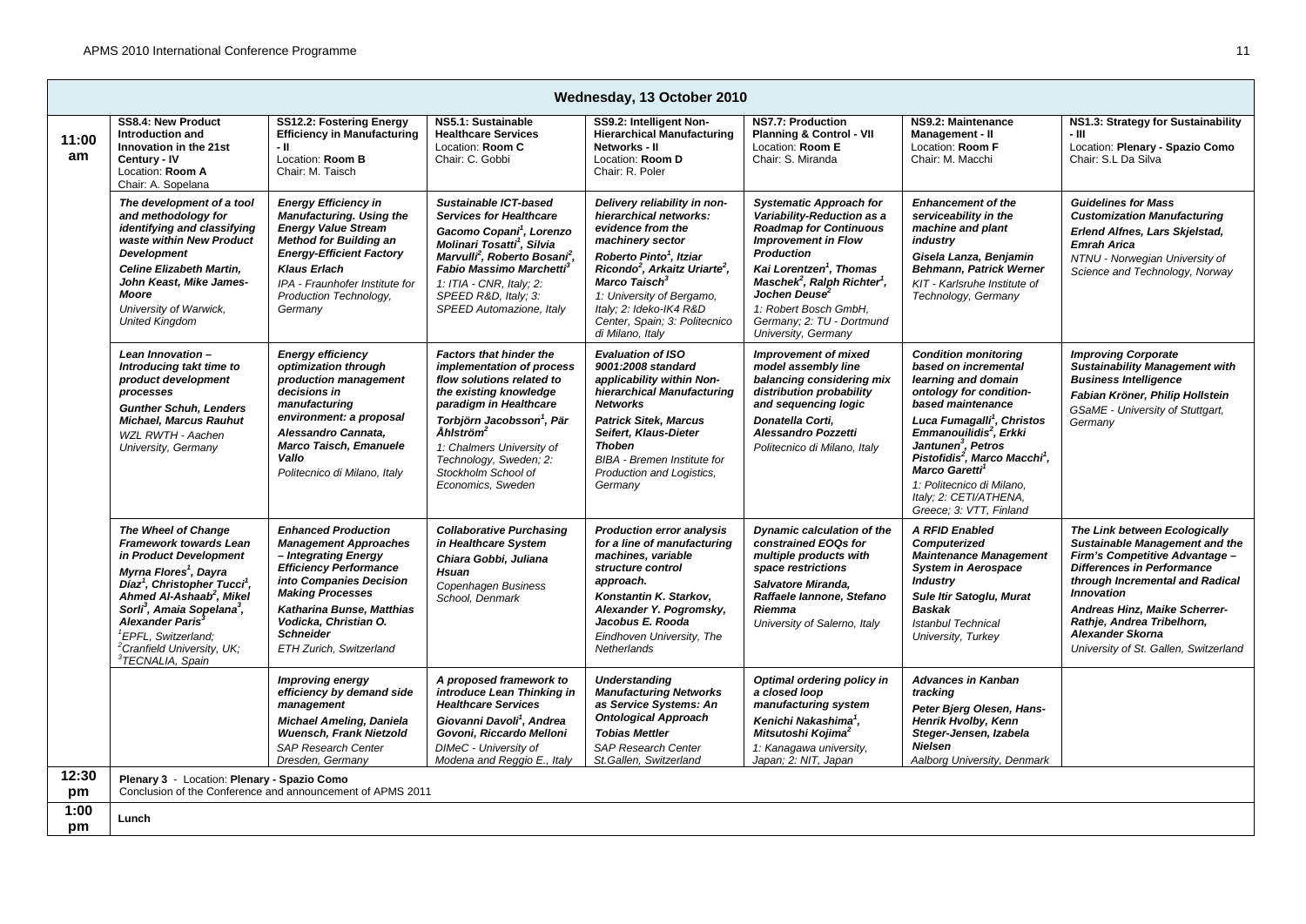## Wednesday, 13 October 2010

| | | | | | | | |
|---|---|---|---|---|---|---|---|
| **11:00 am** | **SS8.4: New Product Introduction and Innovation in the 21st Century - IV** Location: **Room A** Chair: A. Sopelana | **SS12.2: Fostering Energy Efficiency in Manufacturing - II** Location: **Room B** Chair: M. Taisch | **NS5.1: Sustainable Healthcare Services** Location: **Room C** Chair: C. Gobbi | **SS9.2: Intelligent Non-Hierarchical Manufacturing Networks - II** Location: **Room D** Chair: R. Poler | **NS7.7: Production Planning & Control - VII** Location: **Room E** Chair: S. Miranda | **NS9.2: Maintenance Management - II** Location: **Room F** Chair: M. Macchi | **NS1.3: Strategy for Sustainability - III** Location: **Plenary - Spazio Como** Chair: S.L Da Silva |
| | ***The development of a tool and methodology for identifying and classifying waste within New Product Development*** ***Celine Elizabeth Martin, John Keast, Mike James-Moore*** *University of Warwick, United Kingdom* | ***Energy Efficiency in Manufacturing. Using the Energy Value Stream Method for Building an Energy-Efficient Factory*** ***Klaus Erlach*** *IPA - Fraunhofer Institute for Production Technology, Germany* | ***Sustainable ICT-based Services for Healthcare*** ***Gacomo Copani[1], Lorenzo Molinari Tosatti[1], Silvia Marvulli[2], Roberto Bosani[2], Fabio Massimo Marchetti[3]*** *1: ITIA - CNR, Italy; 2: SPEED R&D, Italy; 3: SPEED Automazione, Italy* | ***Delivery reliability in non-hierarchical networks: evidence from the machinery sector*** ***Roberto Pinto[1], Itziar Ricondo[2], Arkaitz Uriarte[2], Marco Taisch[3]*** *1: University of Bergamo, Italy; 2: Ideko-IK4 R&D Center, Spain; 3: Politecnico di Milano, Italy* | ***Systematic Approach for Variability-Reduction as a Roadmap for Continuous Improvement in Flow Production*** ***Kai Lorentzen[1], Thomas Maschek[2], Ralph Richter[1], Jochen Deuse[2]*** *1: Robert Bosch GmbH, Germany; 2: TU - Dortmund University, Germany* | ***Enhancement of the serviceability in the machine and plant industry*** ***Gisela Lanza, Benjamin Behmann, Patrick Werner*** *KIT - Karlsruhe Institute of Technology, Germany* | ***Guidelines for Mass Customization Manufacturing*** ***Erlend Alfnes, Lars Skjelstad, Emrah Arica*** *NTNU - Norwegian University of Science and Technology, Norway* |
| | ***Lean Innovation – Introducing takt time to product development processes*** ***Gunther Schuh, Lenders Michael, Marcus Rauhut*** *WZL RWTH - Aachen University, Germany* | ***Energy efficiency optimization through production management decisions in manufacturing environment: a proposal*** ***Alessandro Cannata, Marco Taisch, Emanuele Vallo*** *Politecnico di Milano, Italy* | ***Factors that hinder the implementation of process flow solutions related to the existing knowledge paradigm in Healthcare*** ***Torbjörn Jacobsson[1], Pär Åhlström[2]*** *1: Chalmers University of Technology, Sweden; 2: Stockholm School of Economics, Sweden* | ***Evaluation of ISO 9001:2008 standard applicability within Non-hierarchical Manufacturing Networks*** ***Patrick Sitek, Marcus Seifert, Klaus-Dieter Thoben*** *BIBA - Bremen Institute for Production and Logistics, Germany* | ***Improvement of mixed model assembly line balancing considering mix distribution probability and sequencing logic*** ***Donatella Corti, Alessandro Pozzetti*** *Politecnico di Milano, Italy* | ***Condition monitoring based on incremental learning and domain ontology for condition-based maintenance*** ***Luca Fumagalli[1], Christos Emmanouilidis[2], Erkki Jantunen[3], Petros Pistofidis[2], Marco Macchi[1], Marco Garetti[1]*** *1: Politecnico di Milano, Italy; 2: CETI/ATHENA, Greece; 3: VTT, Finland* | ***Improving Corporate Sustainability Management with Business Intelligence*** ***Fabian Kröner, Philip Hollstein*** *GSaME - University of Stuttgart, Germany* |
| | ***The Wheel of Change Framework towards Lean in Product Development*** ***Myrna Flores[1], Dayra Díaz[1], Christopher Tucci[1], Ahmed Al-Ashaab[2], Mikel Sorli[3], Amaia Sopelana[3], Alexander Paris[3]*** *[1]EPFL, Switzerland; [2]Cranfield University, UK; [3]TECNALIA, Spain* | ***Enhanced Production Management Approaches – Integrating Energy Efficiency Performance into Companies Decision Making Processes*** ***Katharina Bunse, Matthias Vodicka, Christian O. Schneider*** *ETH Zurich, Switzerland* | ***Collaborative Purchasing in Healthcare System*** ***Chiara Gobbi, Juliana Hsuan*** *Copenhagen Business School, Denmark* | ***Production error analysis for a line of manufacturing machines, variable structure control approach.*** ***Konstantin K. Starkov, Alexander Y. Pogromsky, Jacobus E. Rooda*** *Eindhoven University, The Netherlands* | ***Dynamic calculation of the constrained EOQs for multiple products with space restrictions*** ***Salvatore Miranda, Raffaele Iannone, Stefano Riemma*** *University of Salerno, Italy* | ***A RFID Enabled Computerized Maintenance Management System in Aerospace Industry*** ***Sule Itir Satoglu, Murat Baskak*** *Istanbul Technical University, Turkey* | ***The Link between Ecologically Sustainable Management and the Firm's Competitive Advantage – Differences in Performance through Incremental and Radical Innovation*** ***Andreas Hinz, Maike Scherrer-Rathje, Andrea Tribelhorn, Alexander Skorna*** *University of St. Gallen, Switzerland* |
| | | ***Improving energy efficiency by demand side management*** ***Michael Ameling, Daniela Wuensch, Frank Nietzold*** *SAP Research Center Dresden, Germany* | ***A proposed framework to introduce Lean Thinking in Healthcare Services*** ***Giovanni Davoli[1], Andrea Govoni, Riccardo Melloni*** *DIMeC - University of Modena and Reggio E., Italy* | ***Understanding Manufacturing Networks as Service Systems: An Ontological Approach*** ***Tobias Mettler*** *SAP Research Center St.Gallen, Switzerland* | ***Optimal ordering policy in a closed loop manufacturing system*** ***Kenichi Nakashima[1], Mitsutoshi Kojima[2]*** *1: Kanagawa university, Japan; 2: NIT, Japan* | ***Advances in Kanban tracking*** ***Peter Bjerg Olesen, Hans-Henrik Hvolby, Kenn Steger-Jensen, Izabela Nielsen*** *Aalborg University, Denmark* | |
| **12:30 pm** | **Plenary 3** - Location: **Plenary - Spazio Como** Conclusion of the Conference and announcement of APMS 2011 | | | | | | |
| **1:00 pm** | **Lunch** | | | | | | |